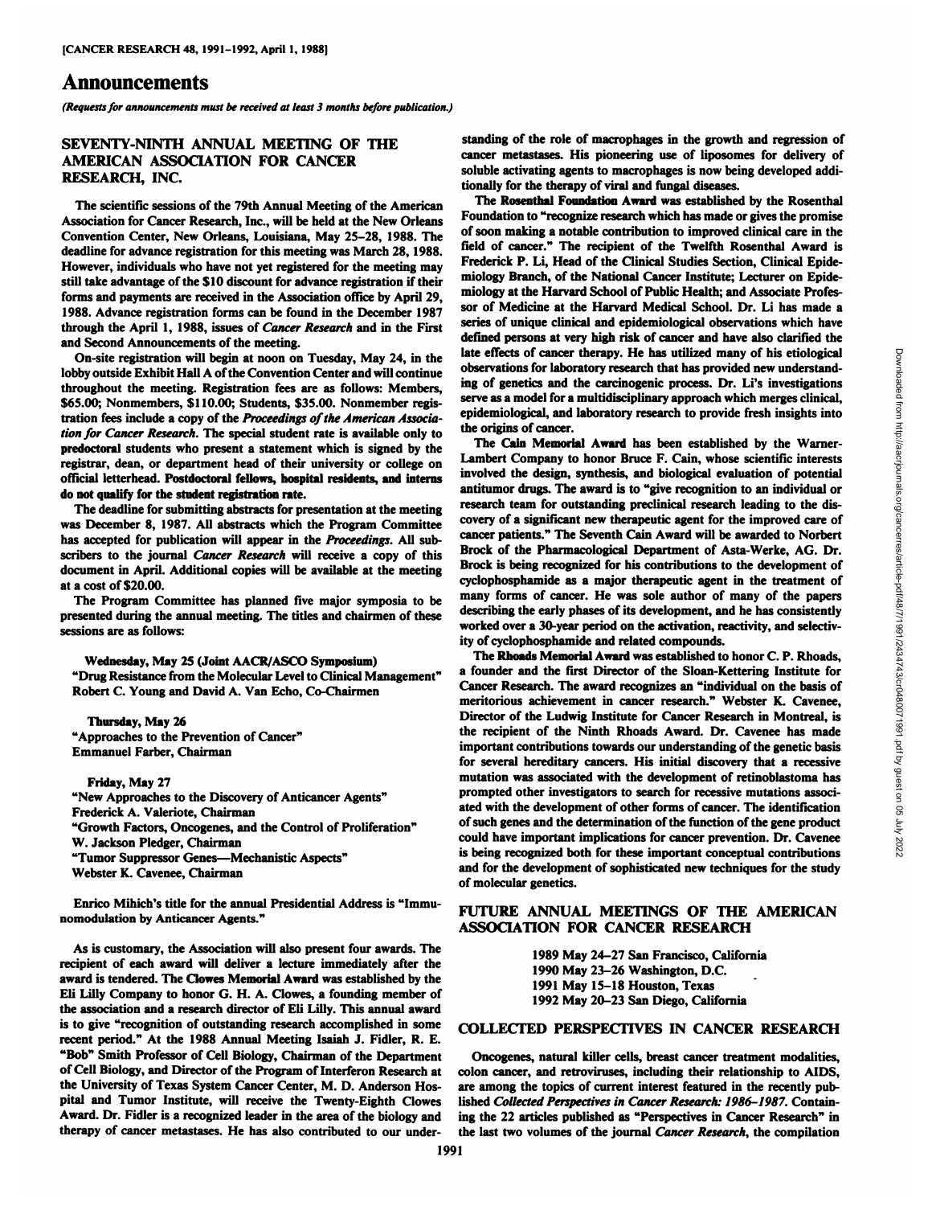# Announcements

*(Requests for announcements must be received at least 3 months before publication.)*

## SEVENTY-NINTH ANNUAL MEETING OF THE AMERICAN ASSOCIATION FOR CANCER RESEARCH, INC.

The scientific sessions of the 79th Annual Meeting of the American Association for Cancer Research, Inc., will be held at the New Orleans Convention Center, New Orleans, Louisiana, May 25–28, 1988. The deadline for advance registration for this meeting was March 28, 1988. However, individuals who have not yet registered for the meeting may still take advantage of the $10 discount for advance registration if their forms and payments are received in the Association office by April 29, 1988. Advance registration forms can be found in the December 1987 through the April 1, 1988, issues of *Cancer Research* and in the First and Second Announcements of the meeting.

On-site registration will begin at noon on Tuesday, May 24, in the lobby outside Exhibit Hall A of the Convention Center and will continue throughout the meeting. Registration fees are as follows: Members, $65.00; Nonmembers, $110.00; Students, $35.00. Nonmember registration fees include a copy of the *Proceedings of the American Association for Cancer Research*. The special student rate is available only to **predoctoral** students who present a statement which is signed by the registrar, dean, or department head of their university or college on official letterhead. **Postdoctoral fellows, hospital residents, and interns do not qualify for the student registration rate.**

The deadline for submitting abstracts for presentation at the meeting was December 8, 1987. All abstracts which the Program Committee has accepted for publication will appear in the *Proceedings*. All subscribers to the journal *Cancer Research* will receive a copy of this document in April. Additional copies will be available at the meeting at a cost of $20.00.

The Program Committee has planned five major symposia to be presented during the annual meeting. The titles and chairmen of these sessions are as follows:

**Wednesday, May 25 (Joint AACR/ASCO Symposium)**
"Drug Resistance from the Molecular Level to Clinical Management"
Robert C. Young and David A. Van Echo, Co-Chairmen

**Thursday, May 26**
"Approaches to the Prevention of Cancer"
Emmanuel Farber, Chairman

**Friday, May 27**
"New Approaches to the Discovery of Anticancer Agents"
Frederick A. Valeriote, Chairman
"Growth Factors, Oncogenes, and the Control of Proliferation"
W. Jackson Pledger, Chairman
"Tumor Suppressor Genes—Mechanistic Aspects"
Webster K. Cavenee, Chairman

Enrico Mihich's title for the annual Presidential Address is "Immunomodulation by Anticancer Agents."

As is customary, the Association will also present four awards. The recipient of each award will deliver a lecture immediately after the award is tendered. The **Clowes Memorial Award** was established by the Eli Lilly Company to honor G. H. A. Clowes, a founding member of the association and a research director of Eli Lilly. This annual award is to give "recognition of outstanding research accomplished in some recent period." At the 1988 Annual Meeting Isaiah J. Fidler, R. E. "Bob" Smith Professor of Cell Biology, Chairman of the Department of Cell Biology, and Director of the Program of Interferon Research at the University of Texas System Cancer Center, M. D. Anderson Hospital and Tumor Institute, will receive the Twenty-Eighth Clowes Award. Dr. Fidler is a recognized leader in the area of the biology and therapy of cancer metastases. He has also contributed to our understanding of the role of macrophages in the growth and regression of cancer metastases. His pioneering use of liposomes for delivery of soluble activating agents to macrophages is now being developed additionally for the therapy of viral and fungal diseases.

The **Rosenthal Foundation Award** was established by the Rosenthal Foundation to "recognize research which has made or gives the promise of soon making a notable contribution to improved clinical care in the field of cancer." The recipient of the Twelfth Rosenthal Award is Frederick P. Li, Head of the Clinical Studies Section, Clinical Epidemiology Branch, of the National Cancer Institute; Lecturer on Epidemiology at the Harvard School of Public Health; and Associate Professor of Medicine at the Harvard Medical School. Dr. Li has made a series of unique clinical and epidemiological observations which have defined persons at very high risk of cancer and have also clarified the late effects of cancer therapy. He has utilized many of his etiological observations for laboratory research that has provided new understanding of genetics and the carcinogenic process. Dr. Li's investigations serve as a model for a multidisciplinary approach which merges clinical, epidemiological, and laboratory research to provide fresh insights into the origins of cancer.

The **Cain Memorial Award** has been established by the Warner-Lambert Company to honor Bruce F. Cain, whose scientific interests involved the design, synthesis, and biological evaluation of potential antitumor drugs. The award is to "give recognition to an individual or research team for outstanding preclinical research leading to the discovery of a significant new therapeutic agent for the improved care of cancer patients." The Seventh Cain Award will be awarded to Norbert Brock of the Pharmacological Department of Asta-Werke, AG. Dr. Brock is being recognized for his contributions to the development of cyclophosphamide as a major therapeutic agent in the treatment of many forms of cancer. He was sole author of many of the papers describing the early phases of its development, and he has consistently worked over a 30-year period on the activation, reactivity, and selectivity of cyclophosphamide and related compounds.

The **Rhoads Memorial Award** was established to honor C. P. Rhoads, a founder and the first Director of the Sloan-Kettering Institute for Cancer Research. The award recognizes an "individual on the basis of meritorious achievement in cancer research." Webster K. Cavenee, Director of the Ludwig Institute for Cancer Research in Montreal, is the recipient of the Ninth Rhoads Award. Dr. Cavenee has made important contributions towards our understanding of the genetic basis for several hereditary cancers. His initial discovery that a recessive mutation was associated with the development of retinoblastoma has prompted other investigators to search for recessive mutations associated with the development of other forms of cancer. The identification of such genes and the determination of the function of the gene product could have important implications for cancer prevention. Dr. Cavenee is being recognized both for these important conceptual contributions and for the development of sophisticated new techniques for the study of molecular genetics.

## FUTURE ANNUAL MEETINGS OF THE AMERICAN ASSOCIATION FOR CANCER RESEARCH

1989 May 24–27 San Francisco, California
1990 May 23–26 Washington, D.C.
1991 May 15–18 Houston, Texas
1992 May 20–23 San Diego, California

## COLLECTED PERSPECTIVES IN CANCER RESEARCH

Oncogenes, natural killer cells, breast cancer treatment modalities, colon cancer, and retroviruses, including their relationship to AIDS, are among the topics of current interest featured in the recently published *Collected Perspectives in Cancer Research: 1986–1987*. Containing the 22 articles published as "Perspectives in Cancer Research" in the last two volumes of the journal *Cancer Research*, the compilation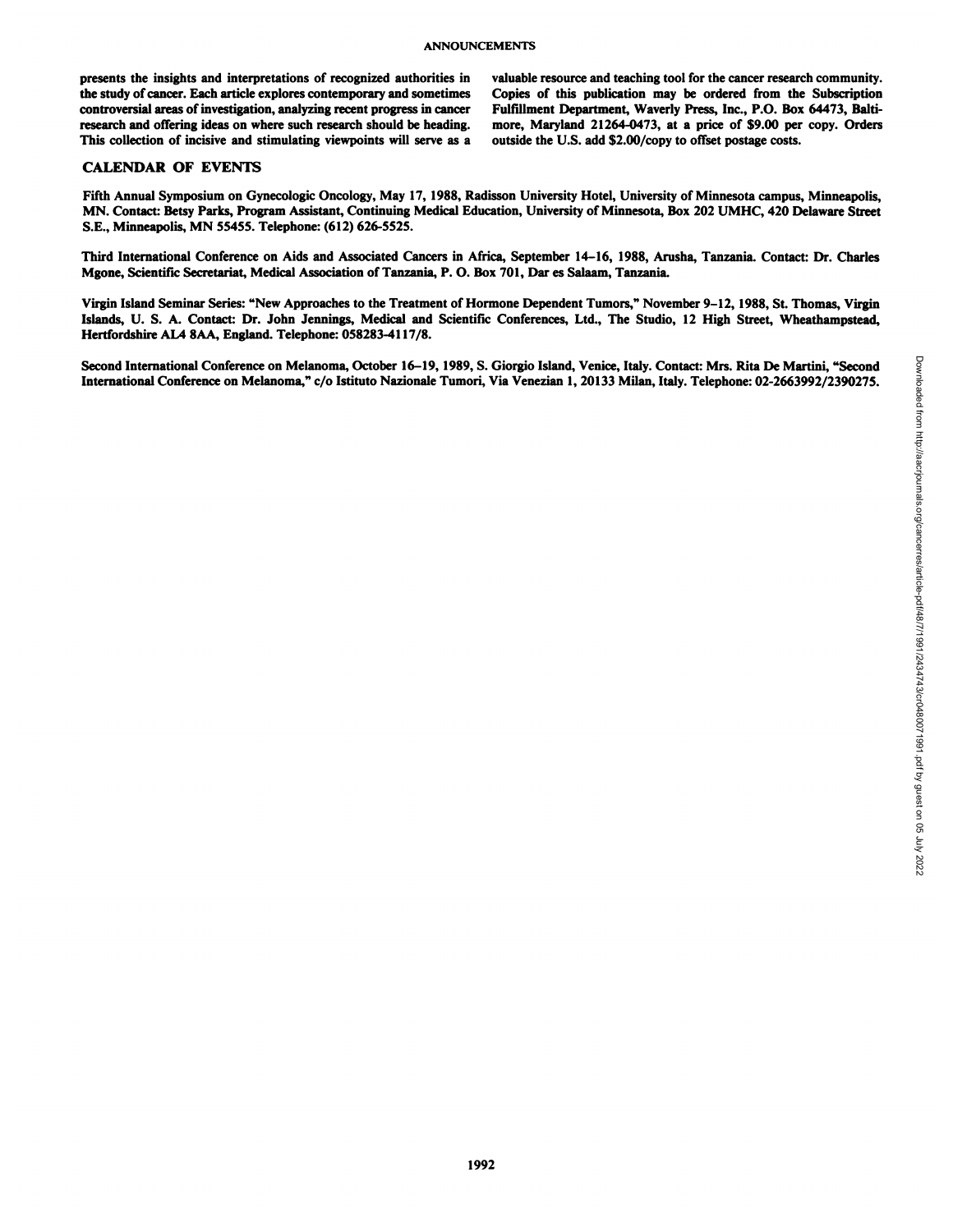presents the insights and interpretations of recognized authorities in the study of cancer. Each article explores contemporary and sometimes controversial areas of investigation, analyzing recent progress in cancer research and offering ideas on where such research should be heading. This collection of incisive and stimulating viewpoints will serve as a valuable resource and teaching tool for the cancer research community. Copies of this publication may be ordered from the Subscription Fulfillment Department, Waverly Press, Inc., P.O. Box 64473, Baltimore, Maryland 21264-0473, at a price of $9.00 per copy. Orders outside the U.S. add $2.00/copy to offset postage costs.

## CALENDAR OF EVENTS

**Fifth Annual Symposium on Gynecologic Oncology, May 17, 1988, Radisson University Hotel, University of Minnesota campus, Minneapolis, MN. Contact: Betsy Parks, Program Assistant, Continuing Medical Education, University of Minnesota, Box 202 UMHC, 420 Delaware Street S.E., Minneapolis, MN 55455. Telephone: (612) 626-5525.**

**Third International Conference on Aids and Associated Cancers in Africa, September 14–16, 1988, Arusha, Tanzania. Contact: Dr. Charles Mgone, Scientific Secretariat, Medical Association of Tanzania, P. O. Box 701, Dar es Salaam, Tanzania.**

**Virgin Island Seminar Series: "New Approaches to the Treatment of Hormone Dependent Tumors," November 9–12, 1988, St. Thomas, Virgin Islands, U. S. A. Contact: Dr. John Jennings, Medical and Scientific Conferences, Ltd., The Studio, 12 High Street, Wheathampstead, Hertfordshire AL4 8AA, England. Telephone: 058283-4117/8.**

**Second International Conference on Melanoma, October 16–19, 1989, S. Giorgio Island, Venice, Italy. Contact: Mrs. Rita De Martini, "Second International Conference on Melanoma," c/o Istituto Nazionale Tumori, Via Venezian 1, 20133 Milan, Italy. Telephone: 02-2663992/2390275.**